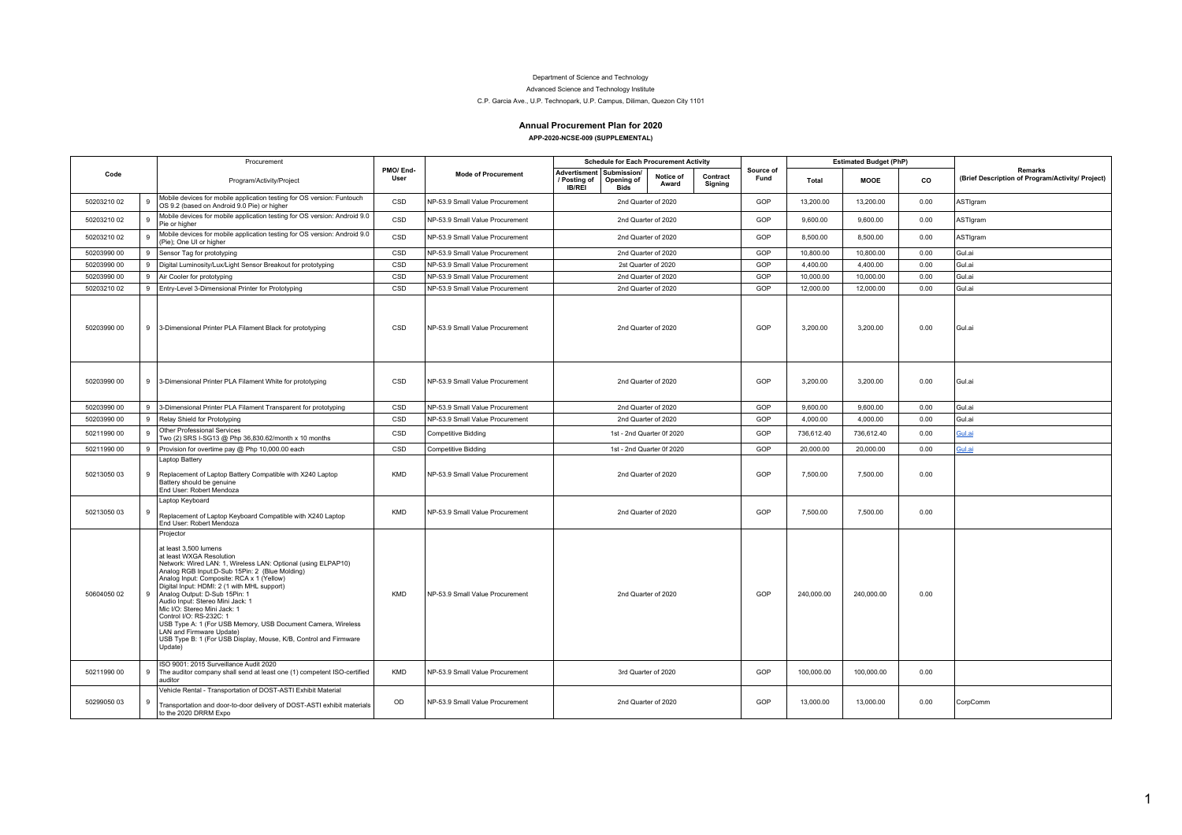Department of Science and Technology

Advanced Science and Technology Institute

C.P. Garcia Ave., U.P. Technopark, U.P. Campus, Diliman, Quezon City 1101

# Annual Procurement Plan for 2020

**APP-2020-NCSE-009 (SUPPLEMENTAL)**

| Code | | Procurement | PMO/ End-User | Mode of Procurement | Schedule for Each Procurement Activity | | | | Source of Fund | Estimated Budget (PhP) | | | Remarks |
|---|---|---|---|---|---|---|---|---|---|---|---|---|---|
| | | Program/Activity/Project | | | Advertisment / Posting of IB/REI | Submission/ Opening of Bids | Notice of Award | Contract Signing | | Total | MOOE | CO | (Brief Description of Program/Activity/ Project) |
| 50203210 02 | 9 | Mobile devices for mobile application testing for OS version: Funtouch OS 9.2 (based on Android 9.0 Pie) or higher | CSD | NP-53.9 Small Value Procurement | 2nd Quarter of 2020 | | | | GOP | 13,200.00 | 13,200.00 | 0.00 | ASTIgram |
| 50203210 02 | 9 | Mobile devices for mobile application testing for OS version: Android 9.0 Pie or higher | CSD | NP-53.9 Small Value Procurement | 2nd Quarter of 2020 | | | | GOP | 9,600.00 | 9,600.00 | 0.00 | ASTIgram |
| 50203210 02 | 9 | Mobile devices for mobile application testing for OS version: Android 9.0 (Pie); One UI or higher | CSD | NP-53.9 Small Value Procurement | 2nd Quarter of 2020 | | | | GOP | 8,500.00 | 8,500.00 | 0.00 | ASTIgram |
| 50203990 00 | 9 | Sensor Tag for prototyping | CSD | NP-53.9 Small Value Procurement | 2nd Quarter of 2020 | | | | GOP | 10,800.00 | 10,800.00 | 0.00 | Gul.ai |
| 50203990 00 | 9 | Digital Luminosity/Lux/Light Sensor Breakout for prototyping | CSD | NP-53.9 Small Value Procurement | 2st Quarter of 2020 | | | | GOP | 4,400.00 | 4,400.00 | 0.00 | Gul.ai |
| 50203990 00 | 9 | Air Cooler for prototyping | CSD | NP-53.9 Small Value Procurement | 2nd Quarter of 2020 | | | | GOP | 10,000.00 | 10,000.00 | 0.00 | Gul.ai |
| 50203210 02 | 9 | Entry-Level 3-Dimensional Printer for Prototyping | CSD | NP-53.9 Small Value Procurement | 2nd Quarter of 2020 | | | | GOP | 12,000.00 | 12,000.00 | 0.00 | Gul.ai |
| 50203990 00 | 9 | 3-Dimensional Printer PLA Filament Black for prototyping | CSD | NP-53.9 Small Value Procurement | 2nd Quarter of 2020 | | | | GOP | 3,200.00 | 3,200.00 | 0.00 | Gul.ai |
| 50203990 00 | 9 | 3-Dimensional Printer PLA Filament White for prototyping | CSD | NP-53.9 Small Value Procurement | 2nd Quarter of 2020 | | | | GOP | 3,200.00 | 3,200.00 | 0.00 | Gul.ai |
| 50203990 00 | 9 | 3-Dimensional Printer PLA Filament Transparent for prototyping | CSD | NP-53.9 Small Value Procurement | 2nd Quarter of 2020 | | | | GOP | 9,600.00 | 9,600.00 | 0.00 | Gul.ai |
| 50203990 00 | 9 | Relay Shield for Prototyping | CSD | NP-53.9 Small Value Procurement | 2nd Quarter of 2020 | | | | GOP | 4,000.00 | 4,000.00 | 0.00 | Gul.ai |
| 50211990 00 | 9 | Other Professional Services<br>Two (2) SRS I-SG13 @ Php 36,830.62/month x 10 months | CSD | Competitive Bidding | 1st - 2nd Quarter 0f 2020 | | | | GOP | 736,612.40 | 736,612.40 | 0.00 | Gul.ai |
| 50211990 00 | 9 | Provision for overtime pay @ Php 10,000.00 each | CSD | Competitive Bidding | 1st - 2nd Quarter 0f 2020 | | | | GOP | 20,000.00 | 20,000.00 | 0.00 | Gul.ai |
| 50213050 03 | 9 | Laptop Battery<br><br>Replacement of Laptop Battery Compatible with X240 Laptop<br>Battery should be genuine<br>End User: Robert Mendoza | KMD | NP-53.9 Small Value Procurement | 2nd Quarter of 2020 | | | | GOP | 7,500.00 | 7,500.00 | 0.00 | |
| 50213050 03 | 9 | Laptop Keyboard<br><br>Replacement of Laptop Keyboard Compatible with X240 Laptop<br>End User: Robert Mendoza | KMD | NP-53.9 Small Value Procurement | 2nd Quarter of 2020 | | | | GOP | 7,500.00 | 7,500.00 | 0.00 | |
| 50604050 02 | 9 | Projector<br><br>at least 3,500 lumens<br>at least WXGA Resolution<br>Network: Wired LAN: 1, Wireless LAN: Optional (using ELPAP10)<br>Analog RGB Input:D-Sub 15Pin: 2 (Blue Molding)<br>Analog Input: Composite: RCA x 1 (Yellow)<br>Digital Input: HDMI: 2 (1 with MHL support)<br>Analog Output: D-Sub 15Pin: 1<br>Audio Input: Stereo Mini Jack: 1<br>Mic I/O: Stereo Mini Jack: 1<br>Control I/O: RS-232C: 1<br>USB Type A: 1 (For USB Memory, USB Document Camera, Wireless LAN and Firmware Update)<br>USB Type B: 1 (For USB Display, Mouse, K/B, Control and Firmware Update) | KMD | NP-53.9 Small Value Procurement | 2nd Quarter of 2020 | | | | GOP | 240,000.00 | 240,000.00 | 0.00 | |
| 50211990 00 | 9 | ISO 9001: 2015 Surveillance Audit 2020<br>The auditor company shall send at least one (1) competent ISO-certified auditor | KMD | NP-53.9 Small Value Procurement | 3rd Quarter of 2020 | | | | GOP | 100,000.00 | 100,000.00 | 0.00 | |
| 50299050 03 | 9 | Vehicle Rental - Transportation of DOST-ASTI Exhibit Material<br><br>Transportation and door-to-door delivery of DOST-ASTI exhibit materials to the 2020 DRRM Expo | OD | NP-53.9 Small Value Procurement | 2nd Quarter of 2020 | | | | GOP | 13,000.00 | 13,000.00 | 0.00 | CorpComm |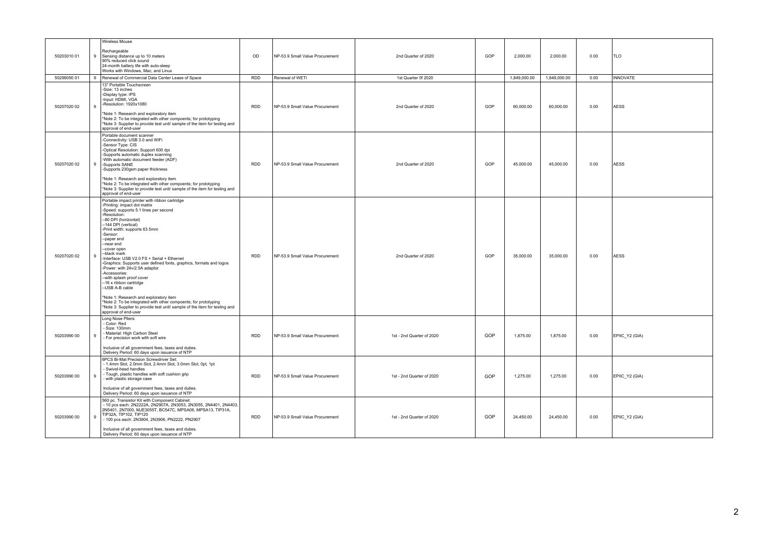| | | | | | | | | | | |
|---|---|---|---|---|---|---|---|---|---|---|
| 50203010 01 | 9 | Wireless Mouse<br><br>Rechargeable<br>Sensing distance up to 10 meters<br>90% reduced click sound<br>24-month battery life with auto-sleep<br>Works with Windows, Mac, and Linux | OD | NP-53.9 Small Value Procurement | 2nd Quarter of 2020 | GOP | 2,000.00 | 2,000.00 | 0.00 | TLO |
| 50299050 01 | 9 | Renewal of Commercial Data Center Lease of Space | RDD | Renewal of WETI | 1st Quarter 0f 2020 | | 1,849,000.00 | 1,849,000.00 | 0.00 | INNOVATE |
| 50207020 02 | 9 | 13" Portable Touchscreen<br>-Size: 13 inches<br>-Display type: IPS<br>-Input: HDMI, VGA<br>-Resolution: 1920x1080<br><br>*Note 1: Research and exploratory item<br>*Note 2: To be integrated with other compoents; for prototyping<br>*Note 3: Supplier to provide test unit/ sample of the item for testing and approval of end-user | RDD | NP-53.9 Small Value Procurement | 2nd Quarter of 2020 | GOP | 60,000.00 | 60,000.00 | 0.00 | AESS |
| 50207020 02 | 9 | Portable document scanner<br>-Connectivity: USB 3.0 and WiFi<br>-Sensor Type: CIS<br>-Optical Resolution: Support 600 dpi<br>-Supports automatic duplex scanning<br>-With automatic document feeder (ADF)<br>-Supports SANE<br>-Supports 230gsm paper thickness<br><br>*Note 1: Research and exploratory item<br>*Note 2: To be integrated with other compoents; for prototyping<br>*Note 3: Supplier to provide test unit/ sample of the item for testing and approval of end-user | RDD | NP-53.9 Small Value Procurement | 2nd Quarter of 2020 | GOP | 45,000.00 | 45,000.00 | 0.00 | AESS |
| 50207020 02 | 9 | Portable impact printer with ribbon cartridge<br>-Printing: impact dot matrix<br>-Speed: supports 5.1 lines per second<br>-Resolution:<br>--80 DPI (horizontal)<br>--144 DPI (vertical)<br>-Print width: supports 63.5mm<br>-Sensor:<br>--paper end<br>--near end<br>--cover open<br>--black mark<br>-Interface: USB V2.0 FS + Serial + Ethernet<br>-Graphics: Supports user defined fonts, graphics, formats and logos<br>-Power: with 24v/2.5A adaptor<br>-Accessories:<br>--with splash proof cover<br>--16 x ribbon cartridge<br>--USB A-B cable<br><br>*Note 1: Research and exploratory item<br>*Note 2: To be integrated with other compoents; for prototyping<br>*Note 3: Supplier to provide test unit/ sample of the item for testing and approval of end-user | RDD | NP-53.9 Small Value Procurement | 2nd Quarter of 2020 | GOP | 35,000.00 | 35,000.00 | 0.00 | AESS |
| 50203990 00 | 9 | Long Nose Pliers:<br>- Color: Red<br>- Size: 130mm<br>- Material: High Carbon Steel<br>- For precision work with soft wire<br><br>Inclusive of all government fees, taxes and duties.<br>Delivery Period: 60 days upon issuance of NTP | RDD | NP-53.9 Small Value Procurement | 1st - 2nd Quarter of 2020 | GOP | 1,875.00 | 1,875.00 | 0.00 | EPIIC_Y2 (GIA) |
| 50203990 00 | 9 | 6PCS Bi-Mat Precision Screwdriver Set:<br>- 1.4mm Slot, 2.0mm Slot, 2.4mm Slot, 3.0mm Slot, 0pt, 1pt<br>- Swivel-head handles<br>- Tough, plastic handles with soft cushion grip<br>- with plastic storage case<br><br>Inclusive of all government fees, taxes and duties.<br>Delivery Period: 60 days upon issuance of NTP | RDD | NP-53.9 Small Value Procurement | 1st - 2nd Quarter of 2020 | GOP | 1,275.00 | 1,275.00 | 0.00 | EPIIC_Y2 (GIA) |
| 50203990 00 | 9 | 560 pc. Transistor Kit with Component Cabinet:<br>- 10 pcs each: 2N2222A, 2N2907A, 2N3053, 2N3055, 2N4401, 2N4403, 2N5401, 2N7000, MJE3055T, BC547C, MPSA06, MPSA13, TIP31A, TIP32A, TIP102, TIP120<br>- 100 pcs each: 2N3904, 2N3906, PN2222, PN2907<br><br>Inclusive of all government fees, taxes and duties.<br>Delivery Period: 60 days upon issuance of NTP | RDD | NP-53.9 Small Value Procurement | 1st - 2nd Quarter of 2020 | GOP | 24,450.00 | 24,450.00 | 0.00 | EPIIC_Y2 (GIA) |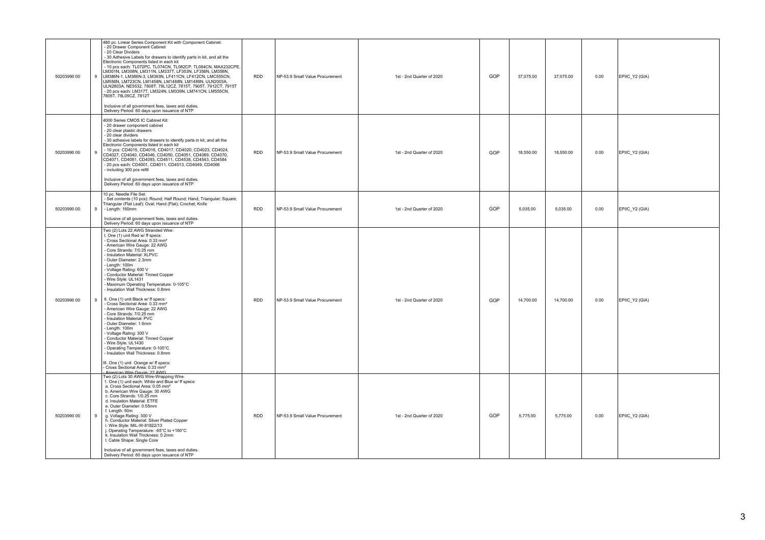| | | | | | | | | | | |
|---|---|---|---|---|---|---|---|---|---|---|
| 50203990 00 | 9 | 480 pc. Linear Series Component Kit with Component Cabinet:<br>- 20 Drawer Component Cabinet<br>- 20 Clear Dividers<br>- 30 Adhesive Labels for drawers to identify parts in kit, and all the Electronic Components listed in each kit<br>- 10 pcs each: TL072PC, TL074CN, TL082CP, TL084CN, MAX232CPE, LM301N, LM308N, LM311N, LM337T, LF353N, LF356N, LM358N, LM386N-1, LM386N-3, LM393N, LF411CN, LF412CN, LMC555CN, LM556N, LM723CN, LM1458N, LM1488N, LM1489N, ULN2003A, ULN2803A, NE5532, 7808T, 78L12CZ, 7815T, 7905T, 7912CT, 7915T<br>- 20 pcs each: LM317T, LM324N, LM339N, LM741CN, LM555CN, 7805T, 78L05CZ, 7812T<br><br>Inclusive of all government fees, taxes and duties.<br>Delivery Period: 60 days upon issuance of NTP | RDD | NP-53.9 Small Value Procurement | 1st - 2nd Quarter of 2020 | GOP | 37,075.00 | 37,075.00 | 0.00 | EPIIC_Y2 (GIA) |
| 50203990 00 | 9 | 4000 Series CMOS IC Cabinet Kit:<br>- 20 drawer component cabinet<br>- 20 clear plastic drawers<br>- 20 clear dividers<br>- 30 adhesive labels for drawers to identify parts in kit, and all the Electronic Components listed in each kit<br>- 10 pcs: CD4015, CD4016, CD4017, CD4020, CD4023, CD4024, CD4027, CD4040, CD4046, CD4050, CD4051, CD4069, CD4070, CD4071, CD4081, CD4093, CD4511, CD4538, CD4543, CD4584<br>- 20 pcs each: CD4001, CD4011, CD4013, CD4049, CD4066<br>- including 300 pcs refill<br><br>Inclusive of all government fees, taxes and duties.<br>Delivery Period: 60 days upon issuance of NTP | RDD | NP-53.9 Small Value Procurement | 1st - 2nd Quarter of 2020 | GOP | 18,550.00 | 18,550.00 | 0.00 | EPIIC_Y2 (GIA) |
| 50203990 00 | 9 | 10 pc. Needle File Set:<br>- Set contents (10 pcs): Round; Half Round; Hand; Triangular; Square; Triangular (Flat Leaf); Oval; Hand (Flat); Crochet; Knife<br>- Length: 160mm<br><br>Inclusive of all government fees, taxes and duties.<br>Delivery Period: 60 days upon issuance of NTP | RDD | NP-53.9 Small Value Procurement | 1st - 2nd Quarter of 2020 | GOP | 5,035.00 | 5,035.00 | 0.00 | EPIIC_Y2 (GIA) |
| 50203990 00 | 9 | Two (2) Lots 22 AWG Stranded Wire:<br>I. One (1) unit Red w/ ff specs:<br>- Cross Sectional Area: 0.33 mm²<br>- American Wire Gauge: 22 AWG<br>- Core Strands: 7/0.25 mm<br>- Insulation Material: XLPVC<br>- Outer Diameter: 2.3mm<br>- Length: 100m<br>- Voltage Rating: 600 V<br>- Conductor Material: Tinned Copper<br>- Wire Style: UL1431<br>- Maximum Operating Temperature: 0-105°C<br>- Insulation Wall Thickness: 0.8mm<br><br>II. One (1) unit Black w/ ff specs:<br>- Cross Sectional Area: 0.33 mm²<br>- American Wire Gauge: 22 AWG<br>- Core Strands: 7/0.25 mm<br>- Insulation Material: PVC<br>- Outer Diameter: 1.6mm<br>- Length: 100m<br>- Voltage Rating: 300 V<br>- Conductor Material: Tinned Copper<br>- Wire Style: UL1430<br>- Operating Temperature: 0-105°C<br>- Insulation Wall Thickness: 0.8mm<br><br>III. One (1) unit Orange w/ ff specs:<br>- Cross Sectional Area: 0.33 mm²<br>- American Wire Gauge: 22 AWG | RDD | NP-53.9 Small Value Procurement | 1st - 2nd Quarter of 2020 | GOP | 14,700.00 | 14,700.00 | 0.00 | EPIIC_Y2 (GIA) |
| 50203990 00 | 9 | Two (2) Lots 30 AWG Wire-Wrapping Wire:<br>1. One (1) unit each: White and Blue w/ ff specs:<br>a. Cross Sectional Area: 0.05 mm²<br>b. American Wire Gauge: 30 AWG<br>c. Core Strands: 1/0.25 mm<br>d. Insulation Material: ETFE<br>e. Outer Diameter: 0.55mm<br>f. Length: 50m<br>g. Voltage Rating: 300 V<br>h. Conductor Material: Silver Plated Copper<br>i. Wire Style: MIL-W-81822/13<br>j. Operating Temperature: -65°C to +160°C<br>k. Insulation Wall Thickness: 0.2mm<br>l. Cable Shape: Single Core<br><br>Inclusive of all government fees, taxes and duties.<br>Delivery Period: 60 days upon issuance of NTP | RDD | NP-53.9 Small Value Procurement | 1st - 2nd Quarter of 2020 | GOP | 5,775.00 | 5,775.00 | 0.00 | EPIIC_Y2 (GIA) |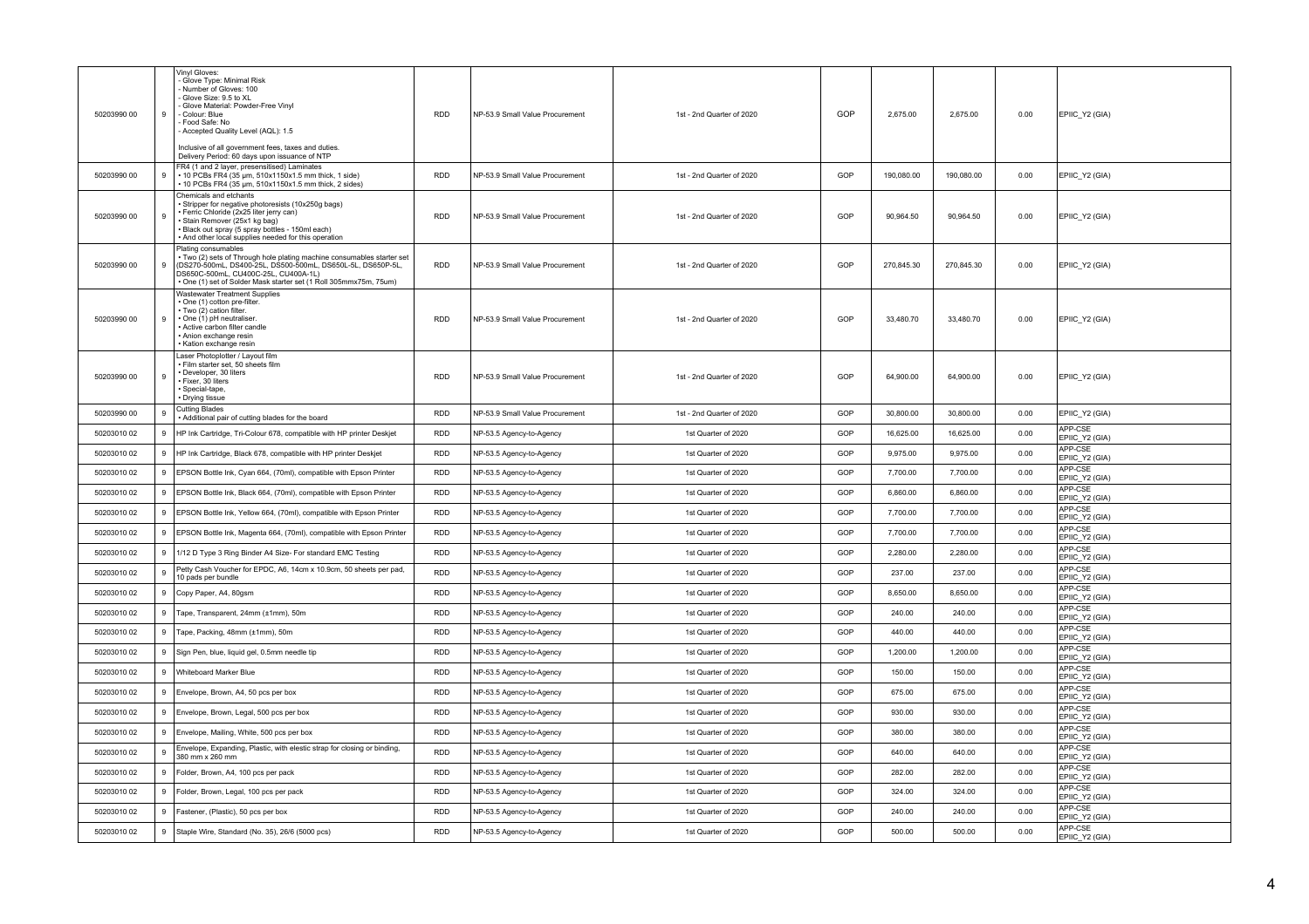| | | | | | | | | | | |
|---|---|---|---|---|---|---|---|---|---|---|
| 50203990 00 | 9 | Vinyl Gloves:<br>- Glove Type: Minimal Risk<br>- Number of Gloves: 100<br>- Glove Size: 9.5 to XL<br>- Glove Material: Powder-Free Vinyl<br>- Colour: Blue<br>- Food Safe: No<br>- Accepted Quality Level (AQL): 1.5<br><br>Inclusive of all government fees, taxes and duties.<br>Delivery Period: 60 days upon issuance of NTP | RDD | NP-53.9 Small Value Procurement | 1st - 2nd Quarter of 2020 | GOP | 2,675.00 | 2,675.00 | 0.00 | EPIIC_Y2 (GIA) |
| 50203990 00 | 9 | FR4 (1 and 2 layer, presensitised) Laminates<br>• 10 PCBs FR4 (35 µm, 510x1150x1.5 mm thick, 1 side)<br>• 10 PCBs FR4 (35 µm, 510x1150x1.5 mm thick, 2 sides) | RDD | NP-53.9 Small Value Procurement | 1st - 2nd Quarter of 2020 | GOP | 190,080.00 | 190,080.00 | 0.00 | EPIIC_Y2 (GIA) |
| 50203990 00 | 9 | Chemicals and etchants<br>• Stripper for negative photoresists (10x250g bags)<br>• Ferric Chloride (2x25 liter jerry can)<br>• Stain Remover (25x1 kg bag)<br>• Black out spray (5 spray bottles - 150ml each)<br>• And other local supplies needed for this operation | RDD | NP-53.9 Small Value Procurement | 1st - 2nd Quarter of 2020 | GOP | 90,964.50 | 90,964.50 | 0.00 | EPIIC_Y2 (GIA) |
| 50203990 00 | 9 | Plating consumables<br>• Two (2) sets of Through hole plating machine consumables starter set (DS270-500mL, DS400-25L, DS500-500mL, DS650L-5L, DS650P-5L, DS650C-500mL, CU400C-25L, CU400A-1L)<br>• One (1) set of Solder Mask starter set (1 Roll 305mmx75m, 75um) | RDD | NP-53.9 Small Value Procurement | 1st - 2nd Quarter of 2020 | GOP | 270,845.30 | 270,845.30 | 0.00 | EPIIC_Y2 (GIA) |
| 50203990 00 | 9 | Wastewater Treatment Supplies<br>• One (1) cotton pre-filter.<br>• Two (2) cation filter.<br>• One (1) pH neutraliser.<br>• Active carbon filter candle<br>• Anion exchange resin<br>• Kation exchange resin | RDD | NP-53.9 Small Value Procurement | 1st - 2nd Quarter of 2020 | GOP | 33,480.70 | 33,480.70 | 0.00 | EPIIC_Y2 (GIA) |
| 50203990 00 | 9 | Laser Photoplotter / Layout film<br>• Film starter set, 50 sheets film<br>• Developer, 30 liters<br>• Fixer, 30 liters<br>• Special-tape,<br>• Drying tissue | RDD | NP-53.9 Small Value Procurement | 1st - 2nd Quarter of 2020 | GOP | 64,900.00 | 64,900.00 | 0.00 | EPIIC_Y2 (GIA) |
| 50203990 00 | 9 | Cutting Blades<br>• Additional pair of cutting blades for the board | RDD | NP-53.9 Small Value Procurement | 1st - 2nd Quarter of 2020 | GOP | 30,800.00 | 30,800.00 | 0.00 | EPIIC_Y2 (GIA) |
| 50203010 02 | 9 | HP Ink Cartridge, Tri-Colour 678, compatible with HP printer Deskjet | RDD | NP-53.5 Agency-to-Agency | 1st Quarter of 2020 | GOP | 16,625.00 | 16,625.00 | 0.00 | APP-CSE<br>EPIIC_Y2 (GIA) |
| 50203010 02 | 9 | HP Ink Cartridge, Black 678, compatible with HP printer Deskjet | RDD | NP-53.5 Agency-to-Agency | 1st Quarter of 2020 | GOP | 9,975.00 | 9,975.00 | 0.00 | APP-CSE<br>EPIIC_Y2 (GIA) |
| 50203010 02 | 9 | EPSON Bottle Ink, Cyan 664, (70ml), compatible with Epson Printer | RDD | NP-53.5 Agency-to-Agency | 1st Quarter of 2020 | GOP | 7,700.00 | 7,700.00 | 0.00 | APP-CSE<br>EPIIC_Y2 (GIA) |
| 50203010 02 | 9 | EPSON Bottle Ink, Black 664, (70ml), compatible with Epson Printer | RDD | NP-53.5 Agency-to-Agency | 1st Quarter of 2020 | GOP | 6,860.00 | 6,860.00 | 0.00 | APP-CSE<br>EPIIC_Y2 (GIA) |
| 50203010 02 | 9 | EPSON Bottle Ink, Yellow 664, (70ml), compatible with Epson Printer | RDD | NP-53.5 Agency-to-Agency | 1st Quarter of 2020 | GOP | 7,700.00 | 7,700.00 | 0.00 | APP-CSE<br>EPIIC_Y2 (GIA) |
| 50203010 02 | 9 | EPSON Bottle Ink, Magenta 664, (70ml), compatible with Epson Printer | RDD | NP-53.5 Agency-to-Agency | 1st Quarter of 2020 | GOP | 7,700.00 | 7,700.00 | 0.00 | APP-CSE<br>EPIIC_Y2 (GIA) |
| 50203010 02 | 9 | 1/12 D Type 3 Ring Binder A4 Size- For standard EMC Testing | RDD | NP-53.5 Agency-to-Agency | 1st Quarter of 2020 | GOP | 2,280.00 | 2,280.00 | 0.00 | APP-CSE<br>EPIIC_Y2 (GIA) |
| 50203010 02 | 9 | Petty Cash Voucher for EPDC, A6, 14cm x 10.9cm, 50 sheets per pad, 10 pads per bundle | RDD | NP-53.5 Agency-to-Agency | 1st Quarter of 2020 | GOP | 237.00 | 237.00 | 0.00 | APP-CSE<br>EPIIC_Y2 (GIA) |
| 50203010 02 | 9 | Copy Paper, A4, 80gsm | RDD | NP-53.5 Agency-to-Agency | 1st Quarter of 2020 | GOP | 8,650.00 | 8,650.00 | 0.00 | APP-CSE<br>EPIIC_Y2 (GIA) |
| 50203010 02 | 9 | Tape, Transparent, 24mm (±1mm), 50m | RDD | NP-53.5 Agency-to-Agency | 1st Quarter of 2020 | GOP | 240.00 | 240.00 | 0.00 | APP-CSE<br>EPIIC_Y2 (GIA) |
| 50203010 02 | 9 | Tape, Packing, 48mm (±1mm), 50m | RDD | NP-53.5 Agency-to-Agency | 1st Quarter of 2020 | GOP | 440.00 | 440.00 | 0.00 | APP-CSE<br>EPIIC_Y2 (GIA) |
| 50203010 02 | 9 | Sign Pen, blue, liquid gel, 0.5mm needle tip | RDD | NP-53.5 Agency-to-Agency | 1st Quarter of 2020 | GOP | 1,200.00 | 1,200.00 | 0.00 | APP-CSE<br>EPIIC_Y2 (GIA) |
| 50203010 02 | 9 | Whiteboard Marker Blue | RDD | NP-53.5 Agency-to-Agency | 1st Quarter of 2020 | GOP | 150.00 | 150.00 | 0.00 | APP-CSE<br>EPIIC_Y2 (GIA) |
| 50203010 02 | 9 | Envelope, Brown, A4, 50 pcs per box | RDD | NP-53.5 Agency-to-Agency | 1st Quarter of 2020 | GOP | 675.00 | 675.00 | 0.00 | APP-CSE<br>EPIIC_Y2 (GIA) |
| 50203010 02 | 9 | Envelope, Brown, Legal, 500 pcs per box | RDD | NP-53.5 Agency-to-Agency | 1st Quarter of 2020 | GOP | 930.00 | 930.00 | 0.00 | APP-CSE<br>EPIIC_Y2 (GIA) |
| 50203010 02 | 9 | Envelope, Mailing, White, 500 pcs per box | RDD | NP-53.5 Agency-to-Agency | 1st Quarter of 2020 | GOP | 380.00 | 380.00 | 0.00 | APP-CSE<br>EPIIC_Y2 (GIA) |
| 50203010 02 | 9 | Envelope, Expanding, Plastic, with elestic strap for closing or binding, 380 mm x 260 mm | RDD | NP-53.5 Agency-to-Agency | 1st Quarter of 2020 | GOP | 640.00 | 640.00 | 0.00 | APP-CSE<br>EPIIC_Y2 (GIA) |
| 50203010 02 | 9 | Folder, Brown, A4, 100 pcs per pack | RDD | NP-53.5 Agency-to-Agency | 1st Quarter of 2020 | GOP | 282.00 | 282.00 | 0.00 | APP-CSE<br>EPIIC_Y2 (GIA) |
| 50203010 02 | 9 | Folder, Brown, Legal, 100 pcs per pack | RDD | NP-53.5 Agency-to-Agency | 1st Quarter of 2020 | GOP | 324.00 | 324.00 | 0.00 | APP-CSE<br>EPIIC_Y2 (GIA) |
| 50203010 02 | 9 | Fastener, (Plastic), 50 pcs per box | RDD | NP-53.5 Agency-to-Agency | 1st Quarter of 2020 | GOP | 240.00 | 240.00 | 0.00 | APP-CSE<br>EPIIC_Y2 (GIA) |
| 50203010 02 | 9 | Staple Wire, Standard (No. 35), 26/6 (5000 pcs) | RDD | NP-53.5 Agency-to-Agency | 1st Quarter of 2020 | GOP | 500.00 | 500.00 | 0.00 | APP-CSE<br>EPIIC_Y2 (GIA) |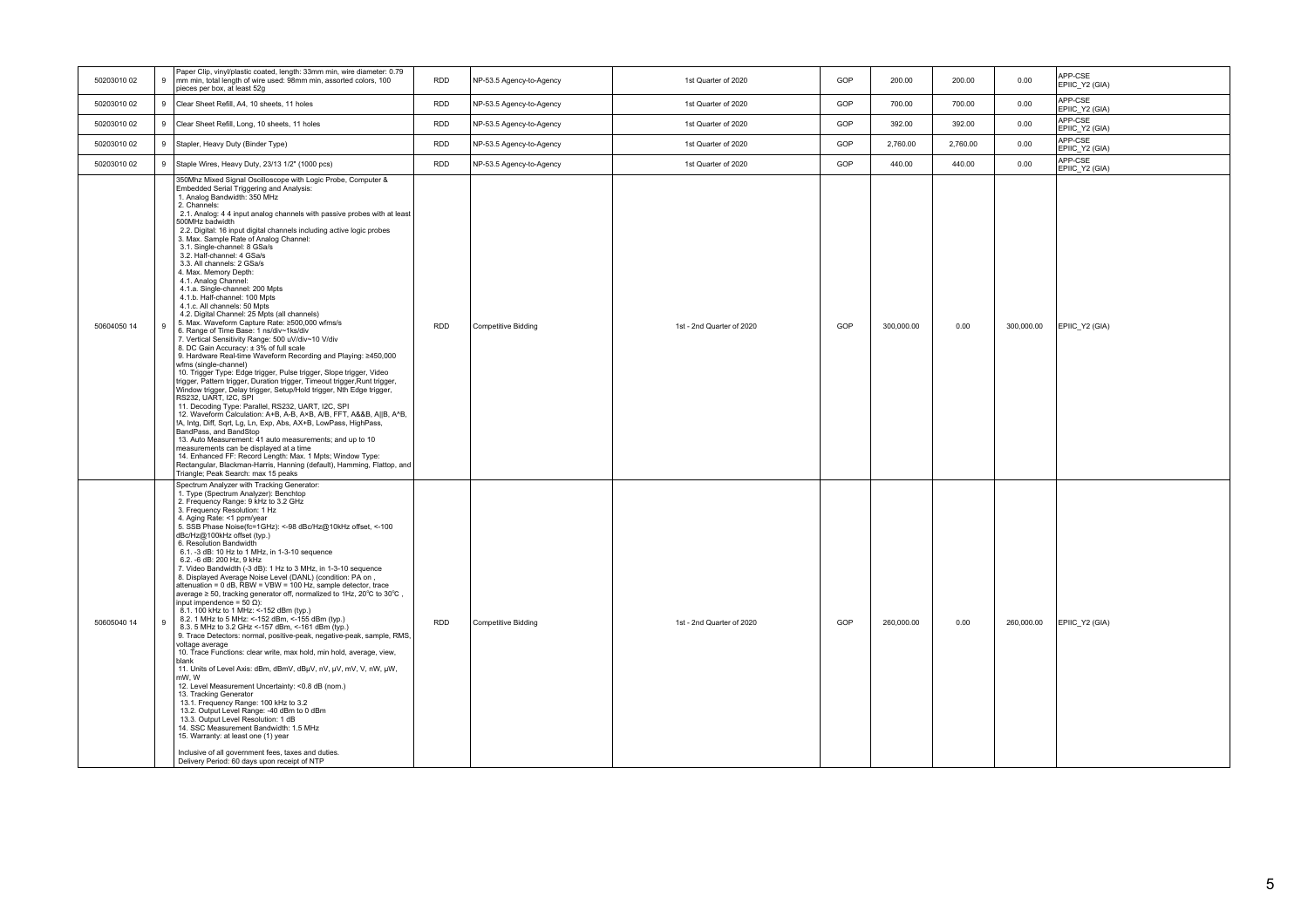| | | | | | | | | | | |
|---|---|---|---|---|---|---|---|---|---|---|
| 50203010 02 | 9 | Paper Clip, vinyl/plastic coated, length: 33mm min, wire diameter: 0.79 mm min, total length of wire used: 98mm min, assorted colors, 100 pieces per box, at least 52g | RDD | NP-53.5 Agency-to-Agency | 1st Quarter of 2020 | GOP | 200.00 | 200.00 | 0.00 | APP-CSE EPIIC_Y2 (GIA) |
| 50203010 02 | 9 | Clear Sheet Refill, A4, 10 sheets, 11 holes | RDD | NP-53.5 Agency-to-Agency | 1st Quarter of 2020 | GOP | 700.00 | 700.00 | 0.00 | APP-CSE EPIIC_Y2 (GIA) |
| 50203010 02 | 9 | Clear Sheet Refill, Long, 10 sheets, 11 holes | RDD | NP-53.5 Agency-to-Agency | 1st Quarter of 2020 | GOP | 392.00 | 392.00 | 0.00 | APP-CSE EPIIC_Y2 (GIA) |
| 50203010 02 | 9 | Stapler, Heavy Duty (Binder Type) | RDD | NP-53.5 Agency-to-Agency | 1st Quarter of 2020 | GOP | 2,760.00 | 2,760.00 | 0.00 | APP-CSE EPIIC_Y2 (GIA) |
| 50203010 02 | 9 | Staple Wires, Heavy Duty, 23/13 1/2" (1000 pcs) | RDD | NP-53.5 Agency-to-Agency | 1st Quarter of 2020 | GOP | 440.00 | 440.00 | 0.00 | APP-CSE EPIIC_Y2 (GIA) |
| 50604050 14 | 9 | 350Mhz Mixed Signal Oscilloscope with Logic Probe, Computer & Embedded Serial Triggering and Analysis:<br>1. Analog Bandwidth: 350 MHz<br>2. Channels:<br>2.1. Analog: 4 4 input analog channels with passive probes with at least 500MHz badwidth<br>2.2. Digital: 16 input digital channels including active logic probes<br>3. Max. Sample Rate of Analog Channel:<br>3.1. Single-channel: 8 GSa/s<br>3.2. Half-channel: 4 GSa/s<br>3.3. All channels: 2 GSa/s<br>4. Max. Memory Depth:<br>4.1. Analog Channel:<br>4.1.a. Single-channel: 200 Mpts<br>4.1.b. Half-channel: 100 Mpts<br>4.1.c. All channels: 50 Mpts<br>4.2. Digital Channel: 25 Mpts (all channels)<br>5. Max. Waveform Capture Rate: ≥500,000 wfms/s<br>6. Range of Time Base: 1 ns/div~1ks/div<br>7. Vertical Sensitivity Range: 500 uV/div~10 V/div<br>8. DC Gain Accuracy: ± 3% of full scale<br>9. Hardware Real-time Waveform Recording and Playing: ≥450,000 wfms (single-channel)<br>10. Trigger Type: Edge trigger, Pulse trigger, Slope trigger, Video trigger, Pattern trigger, Duration trigger, Timeout trigger,Runt trigger, Window trigger, Delay trigger, Setup/Hold trigger, Nth Edge trigger, RS232, UART, I2C, SPI<br>11. Decoding Type: Parallel, RS232, UART, I2C, SPI<br>12. Waveform Calculation: A+B, A-B, A×B, A/B, FFT, A&&B, A\|\|B, A^B, !A, Intg, Diff, Sqrt, Lg, Ln, Exp, Abs, AX+B, LowPass, HighPass, BandPass, and BandStop<br>13. Auto Measurement: 41 auto measurements; and up to 10 measurements can be displayed at a time<br>14. Enhanced FF: Record Length: Max. 1 Mpts; Window Type: Rectangular, Blackman-Harris, Hanning (default), Hamming, Flattop, and Triangle; Peak Search: max 15 peaks | RDD | Competitive Bidding | 1st - 2nd Quarter of 2020 | GOP | 300,000.00 | 0.00 | 300,000.00 | EPIIC_Y2 (GIA) |
| 50605040 14 | 9 | Spectrum Analyzer with Tracking Generator:<br>1. Type (Spectrum Analyzer): Benchtop<br>2. Frequency Range: 9 kHz to 3.2 GHz<br>3. Frequency Resolution: 1 Hz<br>4. Aging Rate: <1 ppm/year<br>5. SSB Phase Noise(fc=1GHz): <-98 dBc/Hz@10kHz offset, <-100 dBc/Hz@100kHz offset (typ.)<br>6. Resolution Bandwidth<br>6.1. -3 dB: 10 Hz to 1 MHz, in 1-3-10 sequence<br>6.2. -6 dB: 200 Hz, 9 kHz<br>7. Video Bandwidth (-3 dB): 1 Hz to 3 MHz, in 1-3-10 sequence<br>8. Displayed Average Noise Level (DANL) (condition: PA on , attenuation = 0 dB, RBW = VBW = 100 Hz, sample detector, trace average ≥ 50, tracking generator off, normalized to 1Hz, 20℃ to 30℃ , input impendence = 50 Ω):<br>8.1. 100 kHz to 1 MHz: <-152 dBm (typ.)<br>8.2. 1 MHz to 5 MHz: <-152 dBm, <-155 dBm (typ.)<br>8.3. 5 MHz to 3.2 GHz <-157 dBm, <-161 dBm (typ.)<br>9. Trace Detectors: normal, positive-peak, negative-peak, sample, RMS, voltage average<br>10. Trace Functions: clear write, max hold, min hold, average, view, blank<br>11. Units of Level Axis: dBm, dBmV, dBµV, nV, µV, mV, V, nW, µW, mW, W<br>12. Level Measurement Uncertainty: <0.8 dB (nom.)<br>13. Tracking Generator<br>13.1. Frequency Range: 100 kHz to 3.2<br>13.2. Output Level Range: -40 dBm to 0 dBm<br>13.3. Output Level Resolution: 1 dB<br>14. SSC Measurement Bandwidth: 1.5 MHz<br>15. Warranty: at least one (1) year<br><br>Inclusive of all government fees, taxes and duties.<br>Delivery Period: 60 days upon receipt of NTP | RDD | Competitive Bidding | 1st - 2nd Quarter of 2020 | GOP | 260,000.00 | 0.00 | 260,000.00 | EPIIC_Y2 (GIA) |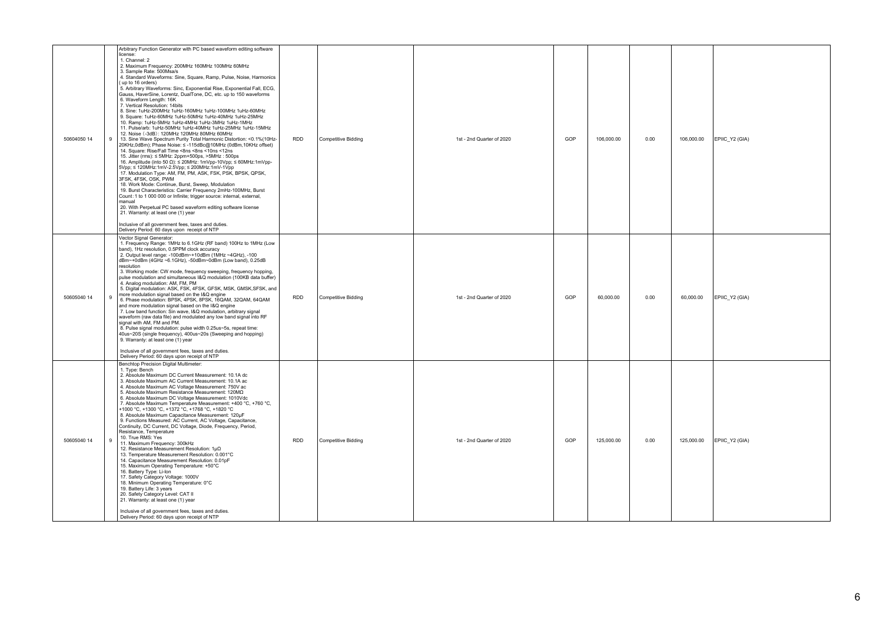| | | | | | | | | | | |
|---|---|---|---|---|---|---|---|---|---|---|
| 50604050 14 | 9 | Arbitrary Function Generator with PC based waveform editing software license:<br>1. Channel: 2<br>2. Maximum Frequency: 200MHz 160MHz 100MHz 60MHz<br>3. Sample Rate: 500Msa/s<br>4. Standard Waveforms: Sine, Square, Ramp, Pulse, Noise, Harmonics ( up to 16 orders)<br>5. Arbitrary Waveforms: Sinc, Exponential Rise, Exponential Fall, ECG, Gauss, HaverSine, Lorentz, DualTone, DC, etc. up to 150 waveforms<br>6. Waveform Length: 16K<br>7. Vertical Resolution: 14bits<br>8. Sine: 1uHz-200MHz 1uHz-160MHz 1uHz-100MHz 1uHz-60MHz<br>9. Square: 1uHz-60MHz 1uHz-50MHz 1uHz-40MHz 1uHz-25MHz<br>10. Ramp: 1uHz-5MHz 1uHz-4MHz 1uHz-3MHz 1uHz-1MHz<br>11. Pulse/arb: 1uHz-50MHz 1uHz-40MHz 1uHz-25MHz 1uHz-15MHz<br>12. Noise (-3dB): 120MHz 120MHz 80MHz 60MHz<br>13. Sine Wave Spectrum Purity Total Harmonic Distortion: <0.1%(10Hz-20KHz,0dBm); Phase Noise: ≤ -115dBc@10MHz (0dBm,10KHz offset)<br>14. Square: Rise/Fall Time <8ns <8ns <10ns <12ns<br>15. Jitter (rms): ≤ 5MHz: 2ppm+500ps, >5MHz : 500ps<br>16. Amplitude (into 50 Ω): ≤ 20MHz: 1mVpp-10Vpp; ≤ 60MHz:1mVpp-5Vpp; ≤ 120MHz:1mV-2.5Vpp; ≤ 200MHz:1mV-1Vpp<br>17. Modulation Type: AM, FM, PM, ASK, FSK, PSK, BPSK, QPSK, 3FSK, 4FSK, OSK, PWM<br>18. Work Mode: Continue, Burst, Sweep, Modulation<br>19. Burst Characteristics: Carrier Frequency 2mHz-100MHz, Burst Count:1 to 1 000 000 or Infinite; trigger source: internal, external, manual<br>20. With Perpetual PC based waveform editing software license<br>21. Warranty: at least one (1) year<br><br>Inclusive of all government fees, taxes and duties.<br>Delivery Period: 60 days upon receipt of NTP | RDD | Competitive Bidding | 1st - 2nd Quarter of 2020 | GOP | 106,000.00 | 0.00 | 106,000.00 | EPIIC_Y2 (GIA) |
| 50605040 14 | 9 | Vector Signal Generator:<br>1. Frequency Range: 1MHz to 6.1GHz (RF band) 100Hz to 1MHz (Low band), 1Hz resolution, 0.5PPM clock accuracy<br>2. Output level range: -100dBm~+10dBm (1MHz ~4GHz), -100 dBm~+0dBm (4GHz ~6.1GHz), -50dBm~0dBm (Low band), 0.25dB resolution<br>3. Working mode: CW mode, frequency sweeping, frequency hopping, pulse modulation and simultaneous I&Q modulation (100KB data buffer)<br>4. Analog modulation: AM, FM, PM<br>5. Digital modulation: ASK, FSK, 4FSK, GFSK, MSK, GMSK,SFSK, and more modulation signal based on the I&Q engine<br>6. Phase modulation: BPSK, 4PSK, 8PSK, 16QAM, 32QAM, 64QAM and more modulation signal based on the I&Q engine<br>7. Low band function: Sin wave, I&Q modulation, arbitrary signal waveform (raw data file) and modulated any low band signal into RF signal with AM, FM and PM.<br>8. Pulse signal modulation: pulse width 0.25us~5s, repeat time: 40us~20S (single frequency), 400us~20s (Sweeping and hopping)<br>9. Warranty: at least one (1) year<br><br>Inclusive of all government fees, taxes and duties.<br>Delivery Period: 60 days upon receipt of NTP | RDD | Competitive Bidding | 1st - 2nd Quarter of 2020 | GOP | 60,000.00 | 0.00 | 60,000.00 | EPIIC_Y2 (GIA) |
| 50605040 14 | 9 | Benchtop Precision Digital Multimeter:<br>1. Type: Bench<br>2. Absolute Maximum DC Current Measurement: 10.1A dc<br>3. Absolute Maximum AC Current Measurement: 10.1A ac<br>4. Absolute Maximum AC Voltage Measurement: 750V ac<br>5. Absolute Maximum Resistance Measurement: 120MΩ<br>6. Absolute Maximum DC Voltage Measurement: 1010Vdc<br>7. Absolute Maximum Temperature Measurement: +400 °C, +760 °C, +1000 °C, +1300 °C, +1372 °C, +1768 °C, +1820 °C<br>8. Absolute Maximum Capacitance Measurement: 120µF<br>9. Functions Measured: AC Current, AC Voltage, Capacitance, Continuity, DC Current, DC Voltage, Diode, Frequency, Period, Resistance, Temperature<br>10. True RMS: Yes<br>11. Maximum Frequency: 300kHz<br>12. Resistance Measurement Resolution: 1µΩ<br>13. Temperature Measurement Resolution: 0.001°C<br>14. Capacitance Measurement Resolution: 0.01pF<br>15. Maximum Operating Temperature: +50°C<br>16. Battery Type: Li-Ion<br>17. Safety Category Voltage: 1000V<br>18. Minimum Operating Temperature: 0°C<br>19. Battery Life: 3 years<br>20. Safety Category Level: CAT II<br>21. Warranty: at least one (1) year<br><br>Inclusive of all government fees, taxes and duties.<br>Delivery Period: 60 days upon receipt of NTP | RDD | Competitive Bidding | 1st - 2nd Quarter of 2020 | GOP | 125,000.00 | 0.00 | 125,000.00 | EPIIC_Y2 (GIA) |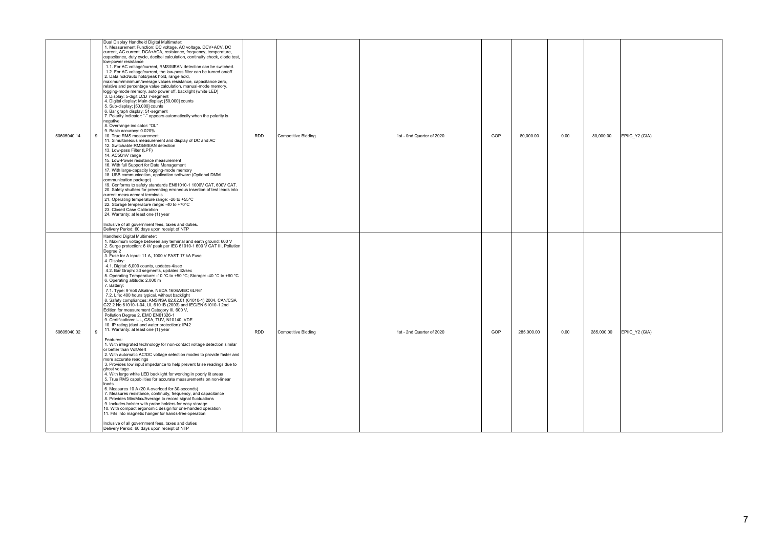| | | | | | | | | | | |
|---|---|---|---|---|---|---|---|---|---|---|
| 50605040 14 | 9 | Dual Display Handheld Digital Multimeter:<br>1. Measurement Function: DC voltage, AC voltage, DCV+ACV, DC current, AC current, DCA+ACA, resistance, frequency, temperature, capacitance, duty cycle, decibel calculation, continuity check, diode test, low-power resistance<br>1.1. For AC voltage/current, RMS/MEAN detection can be switched.<br>1.2. For AC voltage/current, the low-pass filter can be turned on/off.<br>2. Data hold/auto hold/peak hold, range hold, maximum/minimum/average values resistance, capacitance zero, relative and percentage value calculation, manual-mode memory, logging-mode memory, auto power off, backlight (white LED)<br>3. Display: 5-digit LCD 7-segment<br>4. Digital display: Main display; [50,000] counts<br>5. Sub-display; [50,000] counts<br>6. Bar graph display: 51-segment<br>7. Polarity indicator: "-" appears automatically when the polarity is negative<br>8. Overrange indicator: "OL"<br>9. Basic accuracy: 0.020%<br>10. True RMS measurement<br>11. Simultaneous measurement and display of DC and AC<br>12. Switchable RMS/MEAN detection<br>13. Low-pass Filter (LPF)<br>14. AC50mV range<br>15. Low-Power resistance measurement<br>16. With full Support for Data Management<br>17. With large-capacity logging-mode memory<br>18. USB communication, application software (Optional DMM communication package)<br>19. Conforms to safety standards EN61010-1 1000V CAT, 600V CAT.<br>20. Safety shutters for preventing erroneous insertion of test leads into current measurement terminals<br>21. Operating temperature range: -20 to +55°C<br>22. Storage temperature range: -40 to +70°C<br>23. Closed Case Calibration<br>24. Warranty: at least one (1) year<br><br>Inclusive of all government fees, taxes and duties.<br>Delivery Period: 60 days upon receipt of NTP | RDD | Competitive Bidding | 1st - 0nd Quarter of 2020 | GOP | 80,000.00 | 0.00 | 80,000.00 | EPIIC_Y2 (GIA) |
| 50605040 02 | 9 | Handheld Digital Multimeter:<br>1. Maximum voltage between any terminal and earth ground: 600 V<br>2. Surge protection: 6 kV peak per IEC 61010-1 600 V CAT III, Pollution Degree 2<br>3. Fuse for A input: 11 A, 1000 V FAST 17 kA Fuse<br>4. Display:<br>4.1. Digital: 6,000 counts, updates 4/sec<br>4.2. Bar Graph: 33 segments, updates 32/sec<br>5. Operating Temperature: -10 °C to +50 °C; Storage: -40 °C to +60 °C<br>6. Operating altitude: 2,000 m<br>7. Battery:<br>7.1. Type: 9 Volt Alkaline, NEDA 1604A/IEC 6LR61<br>7.2. Life: 400 hours typical, without backlight<br>8. Safety compliances: ANSI/ISA 82.02.01 (61010-1) 2004, CAN/CSA C22.2 No 61010-1-04, UL 6101B (2003) and IEC/EN 61010-1 2nd Edition for measurement Category III, 600 V, Pollution Degree 2, EMC EN61326-1<br>9. Certifications: UL, CSA, TUV, N10140, VDE<br>10. IP rating (dust and water protection): IP42<br>11. Warranty: at least one (1) year<br><br>Features:<br>1. With integrated technology for non-contact voltage detection similar or better than VoltAlert<br>2. With automatic AC/DC voltage selection modes to provide faster and more accurate readings<br>3. Provides low input impedance to help prevent false readings due to ghost voltage<br>4. With large white LED backlight for working in poorly lit areas<br>5. True RMS capabilities for accurate measurements on non-linear loads<br>6. Measures 10 A (20 A overload for 30-seconds)<br>7. Measures resistance, continuity, frequency, and capacitance<br>8. Provides Min/Max/Average to record signal fluctuations<br>9. Includes holster with probe holders for easy storage<br>10. With compact ergonomic design for one-handed operation<br>11. Fits into magnetic hanger for hands-free operation<br><br>Inclusive of all government fees, taxes and duties<br>Delivery Period: 60 days upon receipt of NTP | RDD | Competitive Bidding | 1st - 2nd Quarter of 2020 | GOP | 285,000.00 | 0.00 | 285,000.00 | EPIIC_Y2 (GIA) |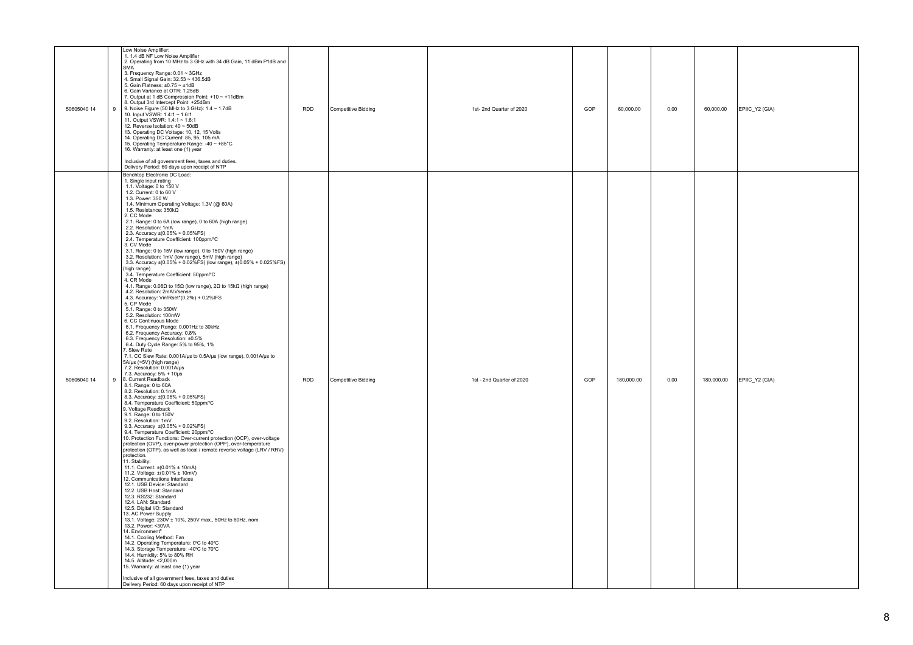| | | | | | | | | | | |
|---|---|---|---|---|---|---|---|---|---|---|
| 50605040 14 | 9 | Low Noise Amplifier:<br>1. 1.4 dB NF Low Noise Amplifier<br>2. Operating from 10 MHz to 3 GHz with 34 dB Gain, 11 dBm P1dB and SMA<br>3. Frequency Range: 0.01 ~ 3GHz<br>4. Small Signal Gain: 32.53 ~ 436.5dB<br>5. Gain Flatness: ±0.75 ~ ±1dB<br>6. Gain Variance at OTR: 1.25dB<br>7. Output at 1 dB Compression Point: +10 ~ +11dBm<br>8. Output 3rd Intercept Point: +25dBm<br>9. Noise Figure (50 MHz to 3 GHz): 1.4 ~ 1.7dB<br>10. Input VSWR: 1.4:1 ~ 1.6:1<br>11. Output VSWR: 1.4:1 ~ 1.6:1<br>12. Reverse Isolation: 40 ~ 50dB<br>13. Operating DC Voltage: 10, 12, 15 Volts<br>14. Operating DC Current: 85, 95, 105 mA<br>15. Operating Temperature Range: -40 ~ +85°C<br>16. Warranty: at least one (1) year<br><br>Inclusive of all government fees, taxes and duties.<br>Delivery Period: 60 days upon receipt of NTP | RDD | Competitive Bidding | 1st- 2nd Quarter of 2020 | GOP | 60,000.00 | 0.00 | 60,000.00 | EPIIC_Y2 (GIA) |
| 50605040 14 | 9 | Benchtop Electronic DC Load:<br>1. Single input rating<br>1.1. Voltage: 0 to 150 V<br>1.2. Current: 0 to 60 V<br>1.3. Power: 350 W<br>1.4. Minimum Operating Voltage: 1.3V (@ 60A)<br>1.5. Resistance: 350kΩ<br>2. CC Mode<br>2.1. Range: 0 to 6A (low range), 0 to 60A (high range)<br>2.2. Resolution: 1mA<br>2.3. Accuracy ±(0.05% + 0.05%FS)<br>2.4. Temperature Coefficient: 100ppm/°C<br>3. CV Mode<br>3.1. Range: 0 to 15V (low range), 0 to 150V (high range)<br>3.2. Resolution: 1mV (low range), 5mV (high range)<br>3.3. Accuracy ±(0.05% + 0.02%FS) (low range), ±(0.05% + 0.025%FS) (high range)<br>3.4. Temperature Coefficient: 50ppm/°C<br>4. CR Mode<br>4.1. Range: 0.08Ω to 15Ω (low range), 2Ω to 15kΩ (high range)<br>4.2. Resolution: 2mA/Vsense<br>4.3. Accuracy: Vin/Rset*(0.2%) + 0.2%IFS<br>5. CP Mode<br>5.1. Range: 0 to 350W<br>5.2. Resolution: 100mW<br>6. CC Continuous Mode<br>6.1. Frequency Range: 0.001Hz to 30kHz<br>6.2. Frequency Accuracy: 0.8%<br>6.3. Frequency Resolution: ±0.5%<br>6.4. Duty Cycle Range: 5% to 95%, 1%<br>7. Slew Rate<br>7.1. CC Slew Rate: 0.001A/µs to 0.5A/µs (low range), 0.001A/µs to 5A/µs (>5V) (high range)<br>7.2. Resolution: 0.001A/µs<br>7.3. Accuracy: 5% + 10µs<br>8. Current Readback<br>8.1. Range: 0 to 60A<br>8.2. Resolution: 0.1mA<br>8.3. Accuracy: ±(0.05% + 0.05%FS)<br>8.4. Temperature Coefficient: 50ppm/°C<br>9. Voltage Readback<br>9.1. Range: 0 to 150V<br>9.2. Resolution: 1mV<br>9.3. Accuracy ±(0.05% + 0.02%FS)<br>9.4. Temperature Coefficient: 20ppm/°C<br>10. Protection Functions: Over-current protection (OCP), over-voltage protection (OVP), over-power protection (OPP), over-temperature protection (OTP), as well as local / remote reverse voltage (LRV / RRV) protection.<br>11. Stability:<br>11.1. Current: ±(0.01% ± 10mA)<br>11.2. Voltage: ±(0.01% ± 10mV)<br>12. Communications Interfaces<br>12.1. USB Device: Standard<br>12.2. USB Host: Standard<br>12.3. RS232: Standard<br>12.4. LAN: Standard<br>12.5. Digital I/O: Standard<br>13. AC Power Supply<br>13.1. Voltage: 230V ± 10%, 250V max., 50Hz to 60Hz, nom.<br>13.2. Power: <30VA<br>14. Environment"<br>14.1. Cooling Method: Fan<br>14.2. Operating Temperature: 0ºC to 40ºC<br>14.3. Storage Temperature: -40ºC to 70ºC<br>14.4. Humidity: 5% to 80% RH<br>14.5. Altitude: <2,000m<br>15. Warranty: at least one (1) year<br><br>Inclusive of all government fees, taxes and duties<br>Delivery Period: 60 days upon receipt of NTP | RDD | Competitive Bidding | 1st - 2nd Quarter of 2020 | GOP | 180,000.00 | 0.00 | 180,000.00 | EPIIC_Y2 (GIA) |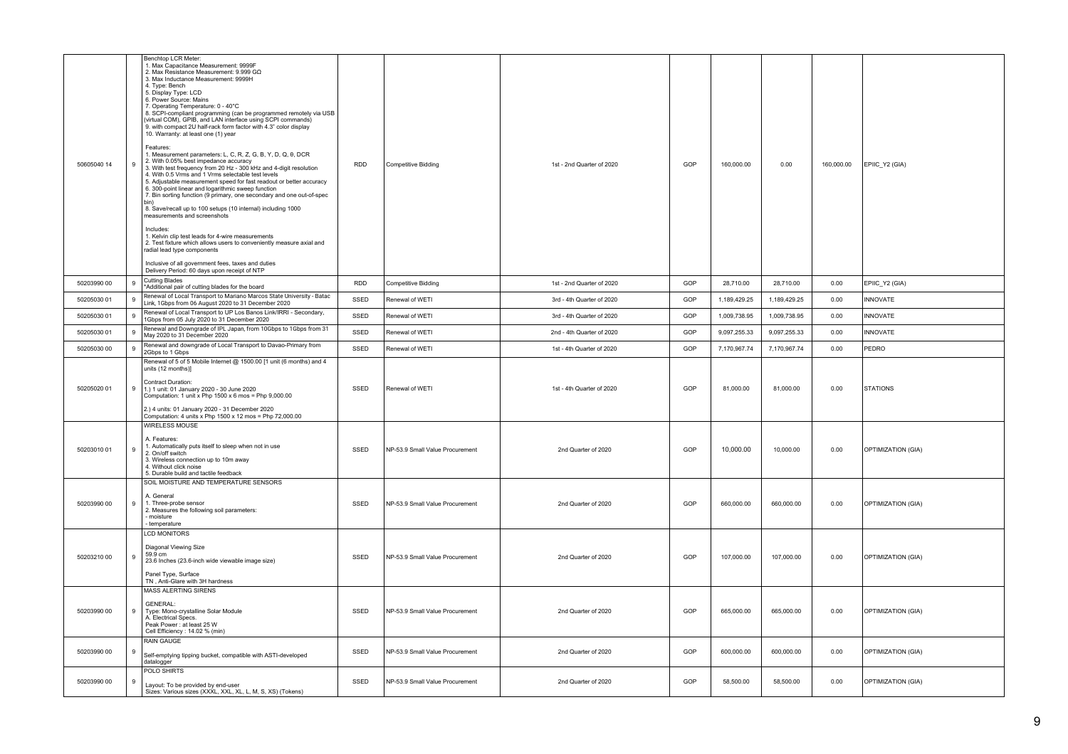| | | | | | | | | | | |
|---|---|---|---|---|---|---|---|---|---|---|
| 50605040 14 | 9 | Benchtop LCR Meter:<br>1. Max Capacitance Measurement: 9999F<br>2. Max Resistance Measurement: 9.999 GΩ<br>3. Max Inductance Measurement: 9999H<br>4. Type: Bench<br>5. Display Type: LCD<br>6. Power Source: Mains<br>7. Operating Temperature: 0 - 40°C<br>8. SCPI-compliant programming (can be programmed remotely via USB (virtual COM), GPIB, and LAN interface using SCPI commands)<br>9. with compact 2U half-rack form factor with 4.3" color display<br>10. Warranty: at least one (1) year<br><br>Features:<br>1. Measurement parameters: L, C, R, Z, G, B, Y, D, Q, θ, DCR<br>2. With 0.05% best impedance accuracy<br>3. With test frequency from 20 Hz - 300 kHz and 4-digit resolution<br>4. With 0.5 Vrms and 1 Vrms selectable test levels<br>5. Adjustable measurement speed for fast readout or better accuracy<br>6. 300-point linear and logarithmic sweep function<br>7. Bin sorting function (9 primary, one secondary and one out-of-spec bin)<br>8. Save/recall up to 100 setups (10 internal) including 1000 measurements and screenshots<br><br>Includes:<br>1. Kelvin clip test leads for 4-wire measurements<br>2. Test fixture which allows users to conveniently measure axial and radial lead type components<br><br>Inclusive of all government fees, taxes and duties<br>Delivery Period: 60 days upon receipt of NTP | RDD | Competitive Bidding | 1st - 2nd Quarter of 2020 | GOP | 160,000.00 | 0.00 | 160,000.00 | EPIIC_Y2 (GIA) |
| 50203990 00 | 9 | Cutting Blades<br>*Additional pair of cutting blades for the board | RDD | Competitive Bidding | 1st - 2nd Quarter of 2020 | GOP | 28,710.00 | 28,710.00 | 0.00 | EPIIC_Y2 (GIA) |
| 50205030 01 | 9 | Renewal of Local Transport to Mariano Marcos State University - Batac Link, 1Gbps from 06 August 2020 to 31 December 2020 | SSED | Renewal of WETI | 3rd - 4th Quarter of 2020 | GOP | 1,189,429.25 | 1,189,429.25 | 0.00 | INNOVATE |
| 50205030 01 | 9 | Renewal of Local Transport to UP Los Banos Link/IRRI - Secondary, 1Gbps from 05 July 2020 to 31 December 2020 | SSED | Renewal of WETI | 3rd - 4th Quarter of 2020 | GOP | 1,009,738.95 | 1,009,738.95 | 0.00 | INNOVATE |
| 50205030 01 | 9 | Renewal and Downgrade of IPL Japan, from 10Gbps to 1Gbps from 31 May 2020 to 31 December 2020 | SSED | Renewal of WETI | 2nd - 4th Quarter of 2020 | GOP | 9,097,255.33 | 9,097,255.33 | 0.00 | INNOVATE |
| 50205030 00 | 9 | Renewal and downgrade of Local Transport to Davao-Primary from 2Gbps to 1 Gbps | SSED | Renewal of WETI | 1st - 4th Quarter of 2020 | GOP | 7,170,967.74 | 7,170,967.74 | 0.00 | PEDRO |
| 50205020 01 | 9 | Renewal of 5 of 5 Mobile Internet @ 1500.00 [1 unit (6 months) and 4 units (12 months)]<br><br>Contract Duration:<br>1.) 1 unit: 01 January 2020 - 30 June 2020<br>Computation: 1 unit x Php 1500 x 6 mos = Php 9,000.00<br><br>2.) 4 units: 01 January 2020 - 31 December 2020<br>Computation: 4 units x Php 1500 x 12 mos = Php 72,000.00 | SSED | Renewal of WETI | 1st - 4th Quarter of 2020 | GOP | 81,000.00 | 81,000.00 | 0.00 | STATIONS |
| 50203010 01 | 9 | WIRELESS MOUSE<br><br>A. Features:<br>1. Automatically puts itself to sleep when not in use<br>2. On/off switch<br>3. Wireless connection up to 10m away<br>4. Without click noise<br>5. Durable build and tactile feedback | SSED | NP-53.9 Small Value Procurement | 2nd Quarter of 2020 | GOP | 10,000.00 | 10,000.00 | 0.00 | OPTIMIZATION (GIA) |
| 50203990 00 | 9 | SOIL MOISTURE AND TEMPERATURE SENSORS<br><br>A. General<br>1. Three-probe sensor<br>2. Measures the following soil parameters:<br>- moisture<br>- temperature | SSED | NP-53.9 Small Value Procurement | 2nd Quarter of 2020 | GOP | 660,000.00 | 660,000.00 | 0.00 | OPTIMIZATION (GIA) |
| 50203210 00 | 9 | LCD MONITORS<br><br>Diagonal Viewing Size<br>59.9 cm<br>23.6 Inches (23.6-inch wide viewable image size)<br><br>Panel Type, Surface<br>TN , Anti-Glare with 3H hardness | SSED | NP-53.9 Small Value Procurement | 2nd Quarter of 2020 | GOP | 107,000.00 | 107,000.00 | 0.00 | OPTIMIZATION (GIA) |
| 50203990 00 | 9 | MASS ALERTING SIRENS<br><br>GENERAL:<br>Type: Mono-crystalline Solar Module<br>A. Electrical Specs.<br>Peak Power : at least 25 W<br>Cell Efficiency : 14.02 % (min) | SSED | NP-53.9 Small Value Procurement | 2nd Quarter of 2020 | GOP | 665,000.00 | 665,000.00 | 0.00 | OPTIMIZATION (GIA) |
| 50203990 00 | 9 | RAIN GAUGE<br><br>Self-emptying tipping bucket, compatible with ASTI-developed datalogger | SSED | NP-53.9 Small Value Procurement | 2nd Quarter of 2020 | GOP | 600,000.00 | 600,000.00 | 0.00 | OPTIMIZATION (GIA) |
| 50203990 00 | 9 | POLO SHIRTS<br><br>Layout: To be provided by end-user<br>Sizes: Various sizes (XXXL, XXL, XL, L, M, S, XS) (Tokens) | SSED | NP-53.9 Small Value Procurement | 2nd Quarter of 2020 | GOP | 58,500.00 | 58,500.00 | 0.00 | OPTIMIZATION (GIA) |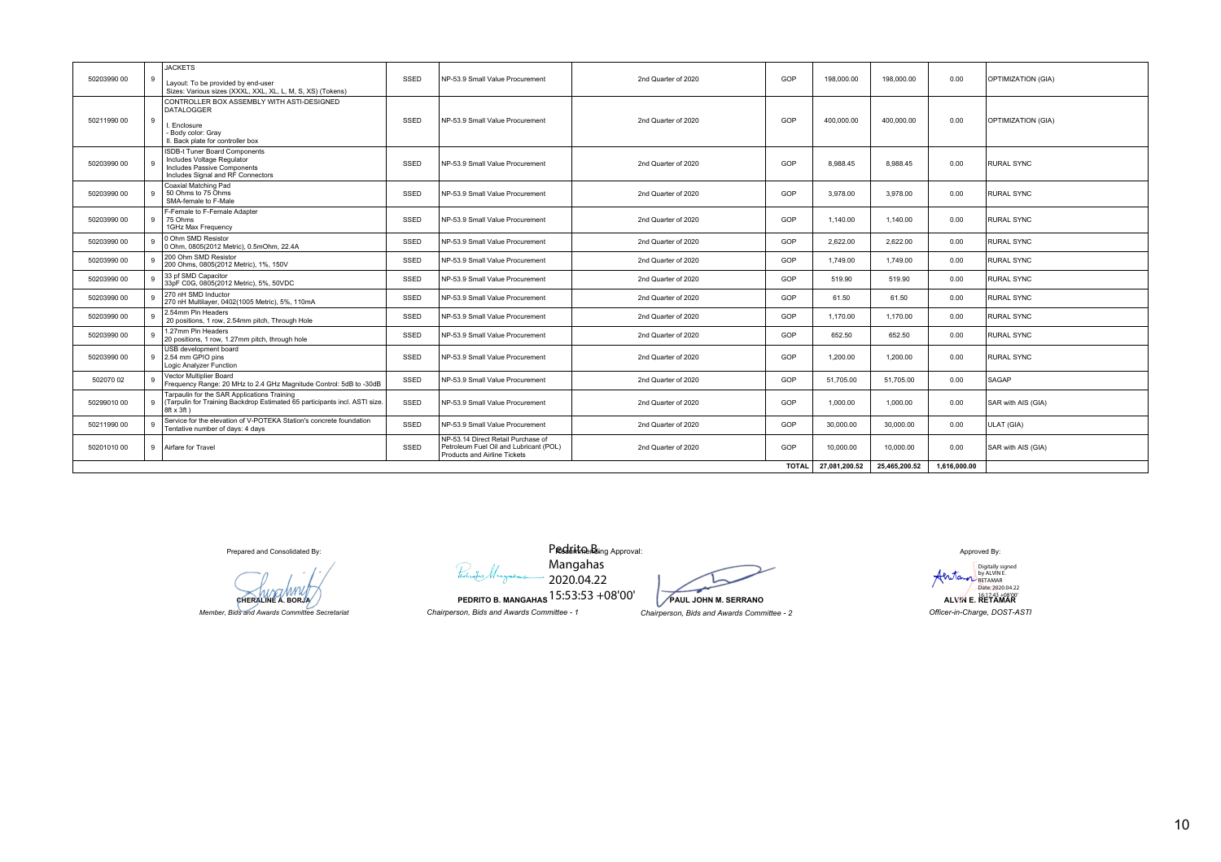| | | | | | | | | | | | |
|---|---|---|---|---|---|---|---|---|---|---|---|
| 50203990 00 | 9 | JACKETS<br>Layout: To be provided by end-user<br>Sizes: Various sizes (XXXL, XXL, XL, L, M, S, XS) (Tokens) | SSED | NP-53.9 Small Value Procurement | 2nd Quarter of 2020 | GOP | 198,000.00 | 198,000.00 | 0.00 | OPTIMIZATION (GIA) |
| 50211990 00 | 9 | CONTROLLER BOX ASSEMBLY WITH ASTI-DESIGNED DATALOGGER<br>I. Enclosure<br>- Body color: Gray<br>II. Back plate for controller box | SSED | NP-53.9 Small Value Procurement | 2nd Quarter of 2020 | GOP | 400,000.00 | 400,000.00 | 0.00 | OPTIMIZATION (GIA) |
| 50203990 00 | 9 | ISDB-t Tuner Board Components<br>Includes Voltage Regulator<br>Includes Passive Components<br>Includes Signal and RF Connectors | SSED | NP-53.9 Small Value Procurement | 2nd Quarter of 2020 | GOP | 8,988.45 | 8,988.45 | 0.00 | RURAL SYNC |
| 50203990 00 | 9 | Coaxial Matching Pad<br>50 Ohms to 75 Ohms<br>SMA-female to F-Male | SSED | NP-53.9 Small Value Procurement | 2nd Quarter of 2020 | GOP | 3,978.00 | 3,978.00 | 0.00 | RURAL SYNC |
| 50203990 00 | 9 | F-Female to F-Female Adapter<br>75 Ohms<br>1GHz Max Frequency | SSED | NP-53.9 Small Value Procurement | 2nd Quarter of 2020 | GOP | 1,140.00 | 1,140.00 | 0.00 | RURAL SYNC |
| 50203990 00 | 9 | 0 Ohm SMD Resistor<br>0 Ohm, 0805(2012 Metric), 0.5mOhm, 22.4A | SSED | NP-53.9 Small Value Procurement | 2nd Quarter of 2020 | GOP | 2,622.00 | 2,622.00 | 0.00 | RURAL SYNC |
| 50203990 00 | 9 | 200 Ohm SMD Resistor<br>200 Ohms, 0805(2012 Metric), 1%, 150V | SSED | NP-53.9 Small Value Procurement | 2nd Quarter of 2020 | GOP | 1,749.00 | 1,749.00 | 0.00 | RURAL SYNC |
| 50203990 00 | 9 | 33 pf SMD Capacitor<br>33pF C0G, 0805(2012 Metric), 5%, 50VDC | SSED | NP-53.9 Small Value Procurement | 2nd Quarter of 2020 | GOP | 519.90 | 519.90 | 0.00 | RURAL SYNC |
| 50203990 00 | 9 | 270 nH SMD Inductor<br>270 nH Multilayer, 0402(1005 Metric), 5%, 110mA | SSED | NP-53.9 Small Value Procurement | 2nd Quarter of 2020 | GOP | 61.50 | 61.50 | 0.00 | RURAL SYNC |
| 50203990 00 | 9 | 2.54mm Pin Headers<br>20 positions, 1 row, 2.54mm pitch, Through Hole | SSED | NP-53.9 Small Value Procurement | 2nd Quarter of 2020 | GOP | 1,170.00 | 1,170.00 | 0.00 | RURAL SYNC |
| 50203990 00 | 9 | 1.27mm Pin Headers<br>20 positions, 1 row, 1.27mm pitch, through hole | SSED | NP-53.9 Small Value Procurement | 2nd Quarter of 2020 | GOP | 652.50 | 652.50 | 0.00 | RURAL SYNC |
| 50203990 00 | 9 | USB development board<br>2.54 mm GPIO pins<br>Logic Analyzer Function | SSED | NP-53.9 Small Value Procurement | 2nd Quarter of 2020 | GOP | 1,200.00 | 1,200.00 | 0.00 | RURAL SYNC |
| 502070 02 | 9 | Vector Multiplier Board<br>Frequency Range: 20 MHz to 2.4 GHz Magnitude Control: 5dB to -30dB | SSED | NP-53.9 Small Value Procurement | 2nd Quarter of 2020 | GOP | 51,705.00 | 51,705.00 | 0.00 | SAGAP |
| 50299010 00 | 9 | Tarpaulin for the SAR Applications Training<br>(Tarpulin for Training Backdrop Estimated 65 participants incl. ASTI size. 8ft x 3ft ) | SSED | NP-53.9 Small Value Procurement | 2nd Quarter of 2020 | GOP | 1,000.00 | 1,000.00 | 0.00 | SAR with AIS (GIA) |
| 50211990 00 | 9 | Service for the elevation of V-POTEKA Station's concrete foundation<br>Tentative number of days: 4 days | SSED | NP-53.9 Small Value Procurement | 2nd Quarter of 2020 | GOP | 30,000.00 | 30,000.00 | 0.00 | ULAT (GIA) |
| 50201010 00 | 9 | Airfare for Travel | SSED | NP-53.14 Direct Retail Purchase of Petroleum Fuel Oil and Lubricant (POL) Products and Airline Tickets | 2nd Quarter of 2020 | GOP | 10,000.00 | 10,000.00 | 0.00 | SAR with AIS (GIA) |
| | | | | | | TOTAL | 27,081,200.52 | 25,465,200.52 | 1,616,000.00 | |

Prepared and Consolidated By:

CHERALINE A. BORJA
*Member, Bids and Awards Committee Secretariat*

Recommending Approval:

Pedrito B. Mangahas 2020.04.22 15:53:53 +08'00'

PEDRITO B. MANGAHAS
*Chairperson, Bids and Awards Committee - 1*

PAUL JOHN M. SERRANO
*Chairperson, Bids and Awards Committee - 2*

Approved By:

Digitally signed by ALVIN E. RETAMAR
Date: 2020.04.22 16:17:43 +08'00'

ALVIN E. RETAMAR
*Officer-in-Charge, DOST-ASTI*